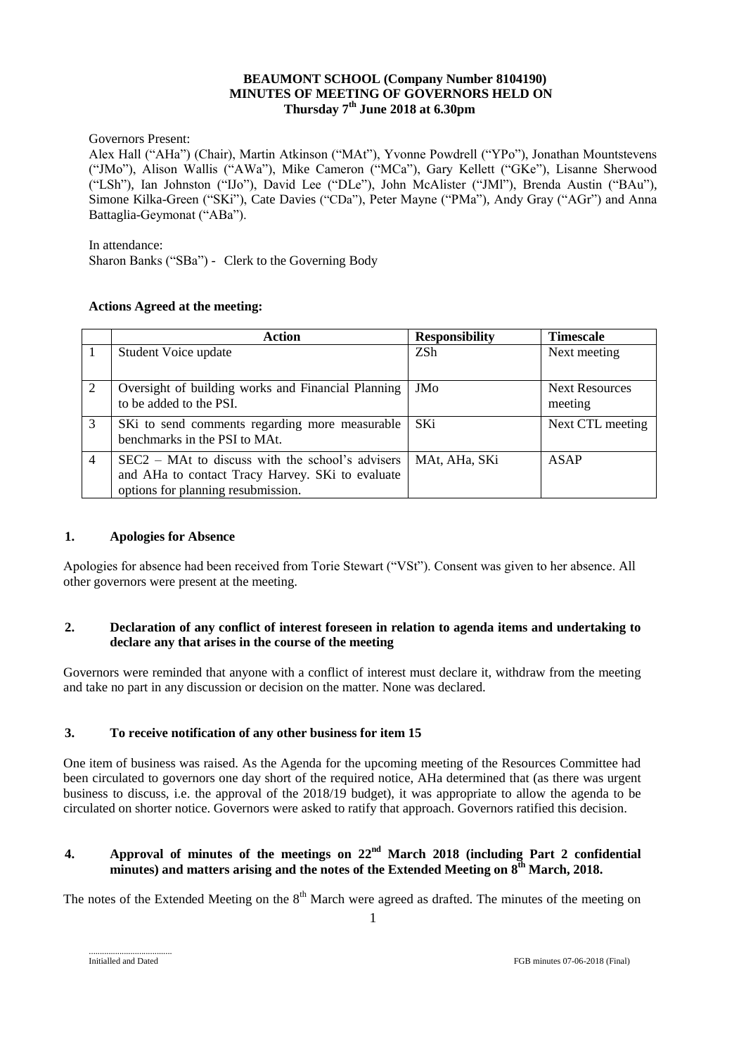**BEAUMONT SCHOOL (Company Number 8104190)**
**MINUTES OF MEETING OF GOVERNORS HELD ON**
**Thursday 7th June 2018 at 6.30pm**

Governors Present:

Alex Hall ("AHa") (Chair), Martin Atkinson ("MAt"), Yvonne Powdrell ("YPo"), Jonathan Mountstevens ("JMo"), Alison Wallis ("AWa"), Mike Cameron ("MCa"), Gary Kellett ("GKe"), Lisanne Sherwood ("LSh"), Ian Johnston ("IJo"), David Lee ("DLe"), John McAlister ("JMl"), Brenda Austin ("BAu"), Simone Kilka-Green ("SKi"), Cate Davies ("CDa"), Peter Mayne ("PMa"), Andy Gray ("AGr") and Anna Battaglia-Geymonat ("ABa").

In attendance:

Sharon Banks ("SBa") - Clerk to the Governing Body

**Actions Agreed at the meeting:**

| | Action | Responsibility | Timescale |
|---|---|---|---|
| 1 | Student Voice update | ZSh | Next meeting |
| 2 | Oversight of building works and Financial Planning to be added to the PSI. | JMo | Next Resources meeting |
| 3 | SKi to send comments regarding more measurable benchmarks in the PSI to MAt. | SKi | Next CTL meeting |
| 4 | SEC2 – MAt to discuss with the school's advisers and AHa to contact Tracy Harvey. SKi to evaluate options for planning resubmission. | MAt, AHa, SKi | ASAP |

## 1. Apologies for Absence

Apologies for absence had been received from Torie Stewart ("VSt"). Consent was given to her absence. All other governors were present at the meeting.

## 2. Declaration of any conflict of interest foreseen in relation to agenda items and undertaking to declare any that arises in the course of the meeting

Governors were reminded that anyone with a conflict of interest must declare it, withdraw from the meeting and take no part in any discussion or decision on the matter. None was declared.

## 3. To receive notification of any other business for item 15

One item of business was raised. As the Agenda for the upcoming meeting of the Resources Committee had been circulated to governors one day short of the required notice, AHa determined that (as there was urgent business to discuss, i.e. the approval of the 2018/19 budget), it was appropriate to allow the agenda to be circulated on shorter notice. Governors were asked to ratify that approach. Governors ratified this decision.

## 4. Approval of minutes of the meetings on 22nd March 2018 (including Part 2 confidential minutes) and matters arising and the notes of the Extended Meeting on 8th March, 2018.

The notes of the Extended Meeting on the 8th March were agreed as drafted. The minutes of the meeting on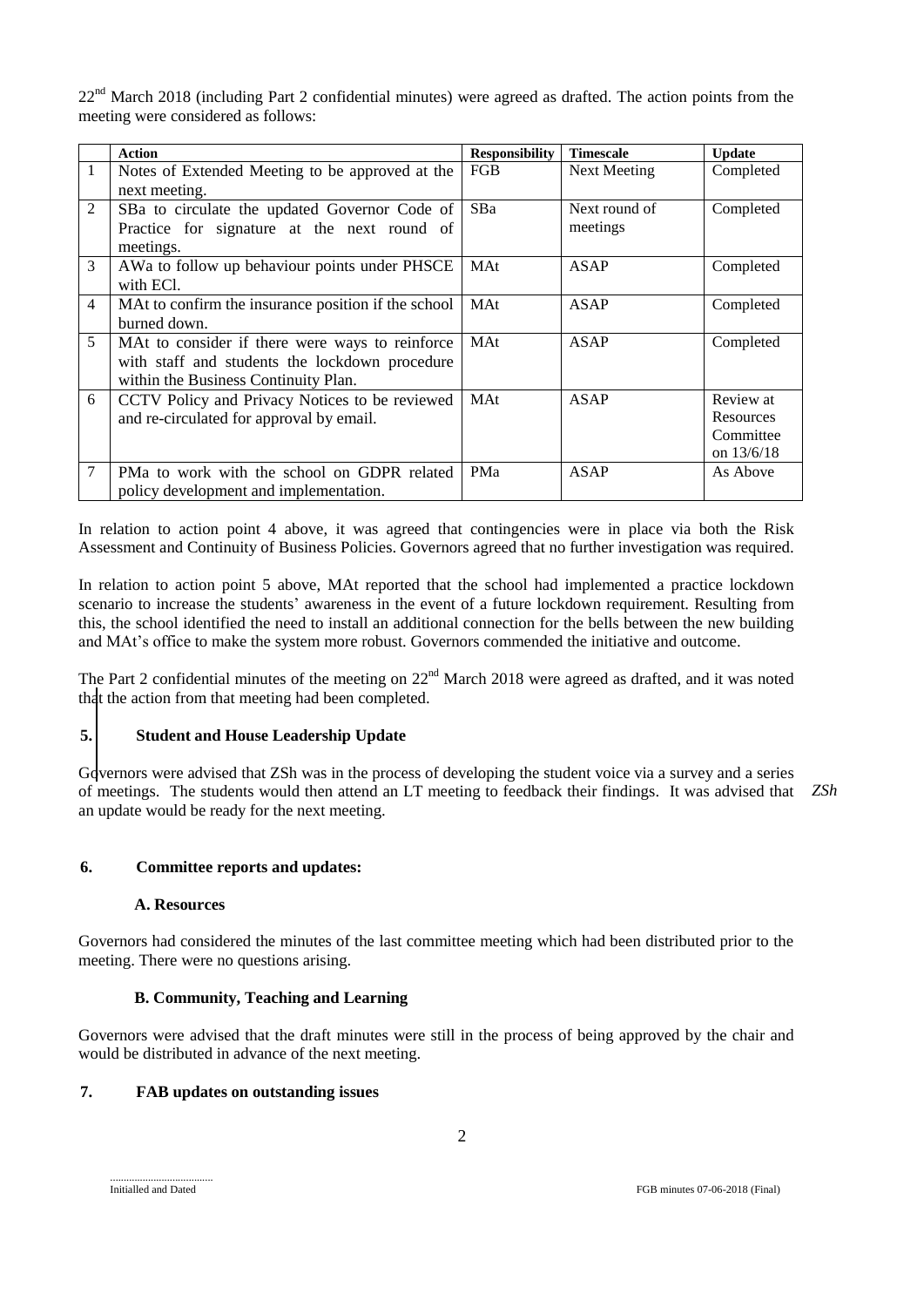22nd March 2018 (including Part 2 confidential minutes) were agreed as drafted. The action points from the meeting were considered as follows:

| | Action | Responsibility | Timescale | Update |
|---|---|---|---|---|
| 1 | Notes of Extended Meeting to be approved at the next meeting. | FGB | Next Meeting | Completed |
| 2 | SBa to circulate the updated Governor Code of Practice for signature at the next round of meetings. | SBa | Next round of meetings | Completed |
| 3 | AWa to follow up behaviour points under PHSCE with ECl. | MAt | ASAP | Completed |
| 4 | MAt to confirm the insurance position if the school burned down. | MAt | ASAP | Completed |
| 5 | MAt to consider if there were ways to reinforce with staff and students the lockdown procedure within the Business Continuity Plan. | MAt | ASAP | Completed |
| 6 | CCTV Policy and Privacy Notices to be reviewed and re-circulated for approval by email. | MAt | ASAP | Review at Resources Committee on 13/6/18 |
| 7 | PMa to work with the school on GDPR related policy development and implementation. | PMa | ASAP | As Above |

In relation to action point 4 above, it was agreed that contingencies were in place via both the Risk Assessment and Continuity of Business Policies. Governors agreed that no further investigation was required.

In relation to action point 5 above, MAt reported that the school had implemented a practice lockdown scenario to increase the students' awareness in the event of a future lockdown requirement. Resulting from this, the school identified the need to install an additional connection for the bells between the new building and MAt's office to make the system more robust. Governors commended the initiative and outcome.

The Part 2 confidential minutes of the meeting on 22nd March 2018 were agreed as drafted, and it was noted that the action from that meeting had been completed.

## 5. Student and House Leadership Update

Governors were advised that ZSh was in the process of developing the student voice via a survey and a series of meetings. The students would then attend an LT meeting to feedback their findings. It was advised that an update would be ready for the next meeting. *ZSh*

## 6. Committee reports and updates:

### A. Resources

Governors had considered the minutes of the last committee meeting which had been distributed prior to the meeting. There were no questions arising.

### B. Community, Teaching and Learning

Governors were advised that the draft minutes were still in the process of being approved by the chair and would be distributed in advance of the next meeting.

## 7. FAB updates on outstanding issues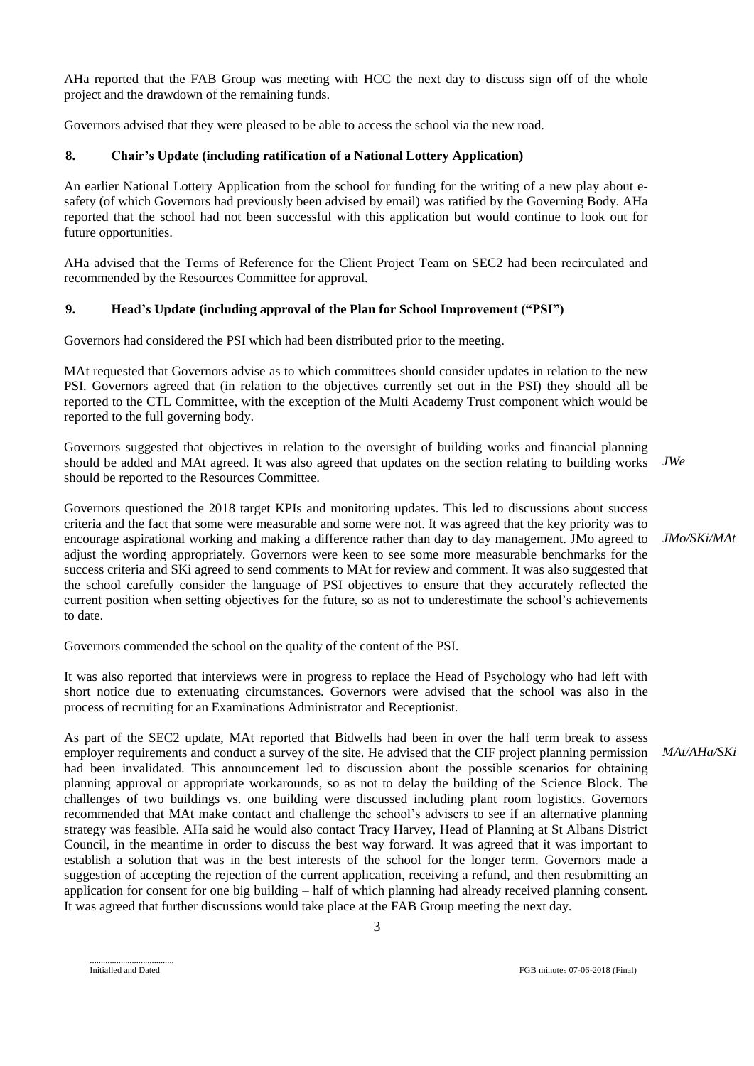AHa reported that the FAB Group was meeting with HCC the next day to discuss sign off of the whole project and the drawdown of the remaining funds.

Governors advised that they were pleased to be able to access the school via the new road.

## 8. Chair's Update (including ratification of a National Lottery Application)

An earlier National Lottery Application from the school for funding for the writing of a new play about e-safety (of which Governors had previously been advised by email) was ratified by the Governing Body. AHa reported that the school had not been successful with this application but would continue to look out for future opportunities.

AHa advised that the Terms of Reference for the Client Project Team on SEC2 had been recirculated and recommended by the Resources Committee for approval.

## 9. Head's Update (including approval of the Plan for School Improvement ("PSI")

Governors had considered the PSI which had been distributed prior to the meeting.

MAt requested that Governors advise as to which committees should consider updates in relation to the new PSI. Governors agreed that (in relation to the objectives currently set out in the PSI) they should all be reported to the CTL Committee, with the exception of the Multi Academy Trust component which would be reported to the full governing body.

Governors suggested that objectives in relation to the oversight of building works and financial planning should be added and MAt agreed. It was also agreed that updates on the section relating to building works should be reported to the Resources Committee. *JWe*

Governors questioned the 2018 target KPIs and monitoring updates. This led to discussions about success criteria and the fact that some were measurable and some were not. It was agreed that the key priority was to encourage aspirational working and making a difference rather than day to day management. JMo agreed to adjust the wording appropriately. Governors were keen to see some more measurable benchmarks for the success criteria and SKi agreed to send comments to MAt for review and comment. It was also suggested that the school carefully consider the language of PSI objectives to ensure that they accurately reflected the current position when setting objectives for the future, so as not to underestimate the school's achievements to date. *JMo/SKi/MAt*

Governors commended the school on the quality of the content of the PSI.

It was also reported that interviews were in progress to replace the Head of Psychology who had left with short notice due to extenuating circumstances. Governors were advised that the school was also in the process of recruiting for an Examinations Administrator and Receptionist.

As part of the SEC2 update, MAt reported that Bidwells had been in over the half term break to assess employer requirements and conduct a survey of the site. He advised that the CIF project planning permission had been invalidated. This announcement led to discussion about the possible scenarios for obtaining planning approval or appropriate workarounds, so as not to delay the building of the Science Block. The challenges of two buildings vs. one building were discussed including plant room logistics. Governors recommended that MAt make contact and challenge the school's advisers to see if an alternative planning strategy was feasible. AHa said he would also contact Tracy Harvey, Head of Planning at St Albans District Council, in the meantime in order to discuss the best way forward. It was agreed that it was important to establish a solution that was in the best interests of the school for the longer term. Governors made a suggestion of accepting the rejection of the current application, receiving a refund, and then resubmitting an application for consent for one big building – half of which planning had already received planning consent. It was agreed that further discussions would take place at the FAB Group meeting the next day. *MAt/AHa/SKi*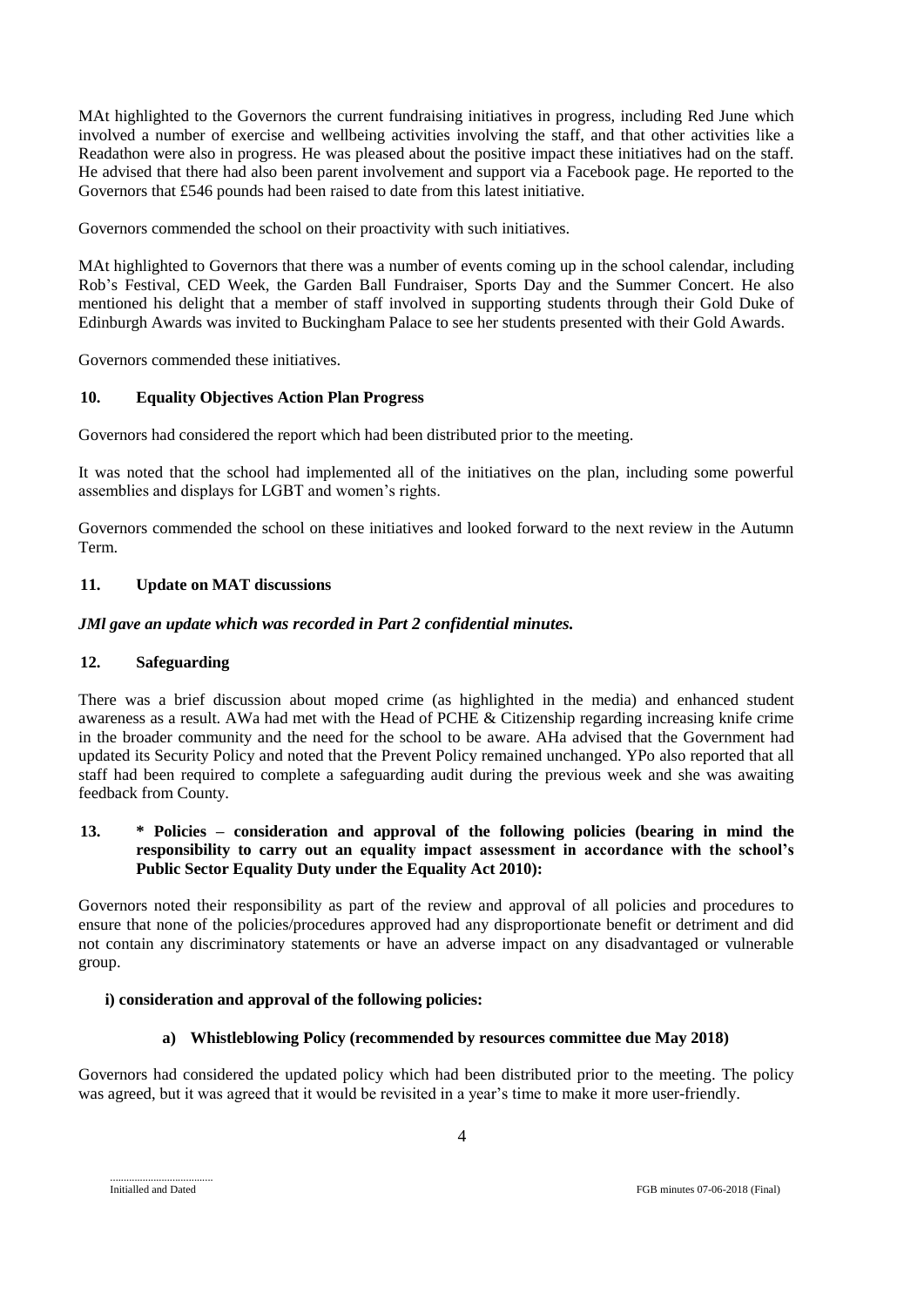MAt highlighted to the Governors the current fundraising initiatives in progress, including Red June which involved a number of exercise and wellbeing activities involving the staff, and that other activities like a Readathon were also in progress. He was pleased about the positive impact these initiatives had on the staff. He advised that there had also been parent involvement and support via a Facebook page. He reported to the Governors that £546 pounds had been raised to date from this latest initiative.

Governors commended the school on their proactivity with such initiatives.

MAt highlighted to Governors that there was a number of events coming up in the school calendar, including Rob's Festival, CED Week, the Garden Ball Fundraiser, Sports Day and the Summer Concert. He also mentioned his delight that a member of staff involved in supporting students through their Gold Duke of Edinburgh Awards was invited to Buckingham Palace to see her students presented with their Gold Awards.

Governors commended these initiatives.

## 10. Equality Objectives Action Plan Progress

Governors had considered the report which had been distributed prior to the meeting.

It was noted that the school had implemented all of the initiatives on the plan, including some powerful assemblies and displays for LGBT and women's rights.

Governors commended the school on these initiatives and looked forward to the next review in the Autumn Term.

## 11. Update on MAT discussions

***JMl gave an update which was recorded in Part 2 confidential minutes.***

## 12. Safeguarding

There was a brief discussion about moped crime (as highlighted in the media) and enhanced student awareness as a result. AWa had met with the Head of PCHE & Citizenship regarding increasing knife crime in the broader community and the need for the school to be aware. AHa advised that the Government had updated its Security Policy and noted that the Prevent Policy remained unchanged. YPo also reported that all staff had been required to complete a safeguarding audit during the previous week and she was awaiting feedback from County.

## 13. * Policies – consideration and approval of the following policies (bearing in mind the responsibility to carry out an equality impact assessment in accordance with the school's Public Sector Equality Duty under the Equality Act 2010):

Governors noted their responsibility as part of the review and approval of all policies and procedures to ensure that none of the policies/procedures approved had any disproportionate benefit or detriment and did not contain any discriminatory statements or have an adverse impact on any disadvantaged or vulnerable group.

### i) consideration and approval of the following policies:

#### a) Whistleblowing Policy (recommended by resources committee due May 2018)

Governors had considered the updated policy which had been distributed prior to the meeting. The policy was agreed, but it was agreed that it would be revisited in a year's time to make it more user-friendly.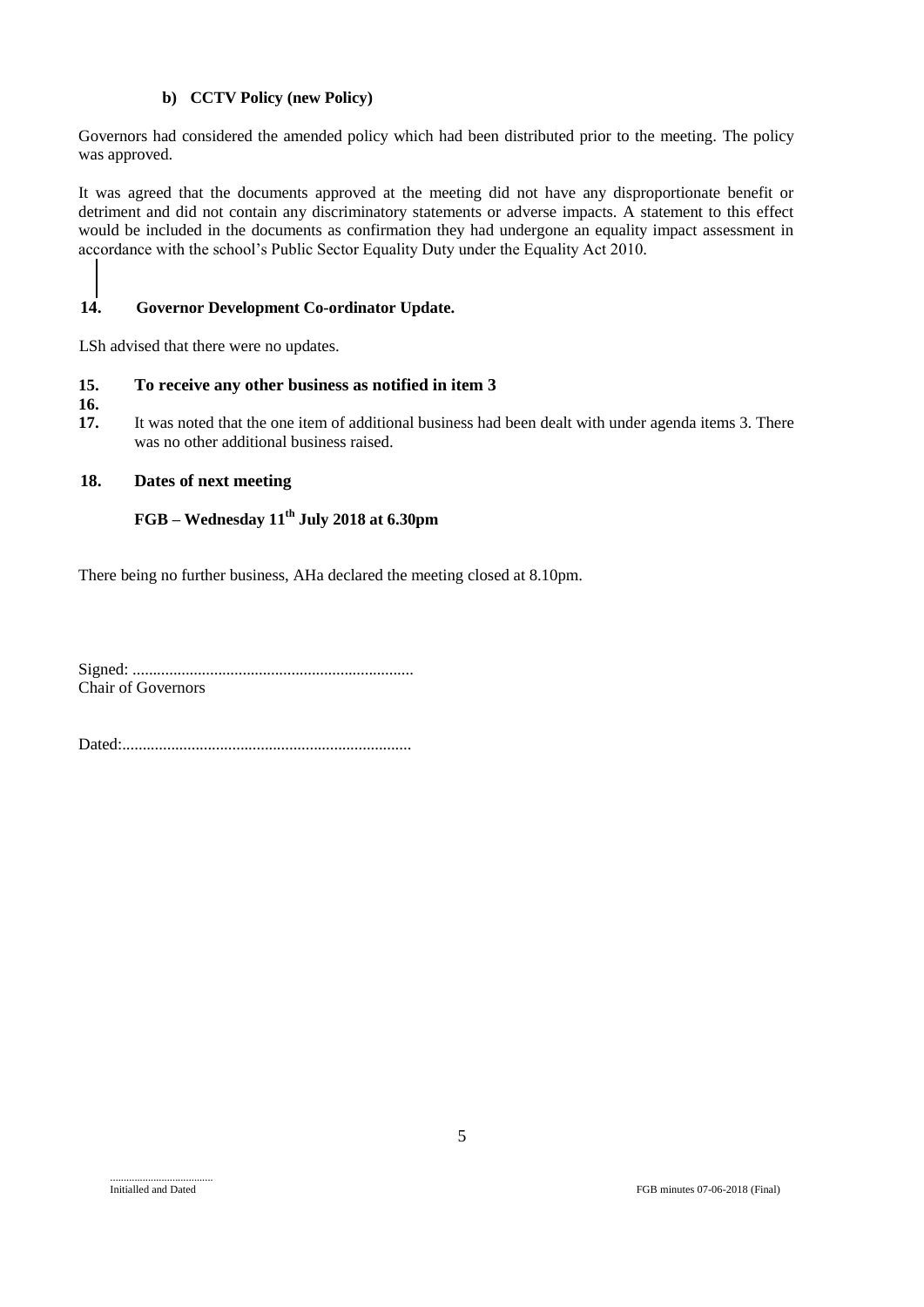**b) CCTV Policy (new Policy)**

Governors had considered the amended policy which had been distributed prior to the meeting. The policy was approved.

It was agreed that the documents approved at the meeting did not have any disproportionate benefit or detriment and did not contain any discriminatory statements or adverse impacts. A statement to this effect would be included in the documents as confirmation they had undergone an equality impact assessment in accordance with the school's Public Sector Equality Duty under the Equality Act 2010.

**14. Governor Development Co-ordinator Update.**

LSh advised that there were no updates.

**15. To receive any other business as notified in item 3**

**16.**

**17.** It was noted that the one item of additional business had been dealt with under agenda items 3. There was no other additional business raised.

**18. Dates of next meeting**

**FGB – Wednesday 11th July 2018 at 6.30pm**

There being no further business, AHa declared the meeting closed at 8.10pm.

Signed: .....................................................................
Chair of Governors

Dated:.......................................................................

....................................
Initialled and Dated

FGB minutes 07-06-2018 (Final)